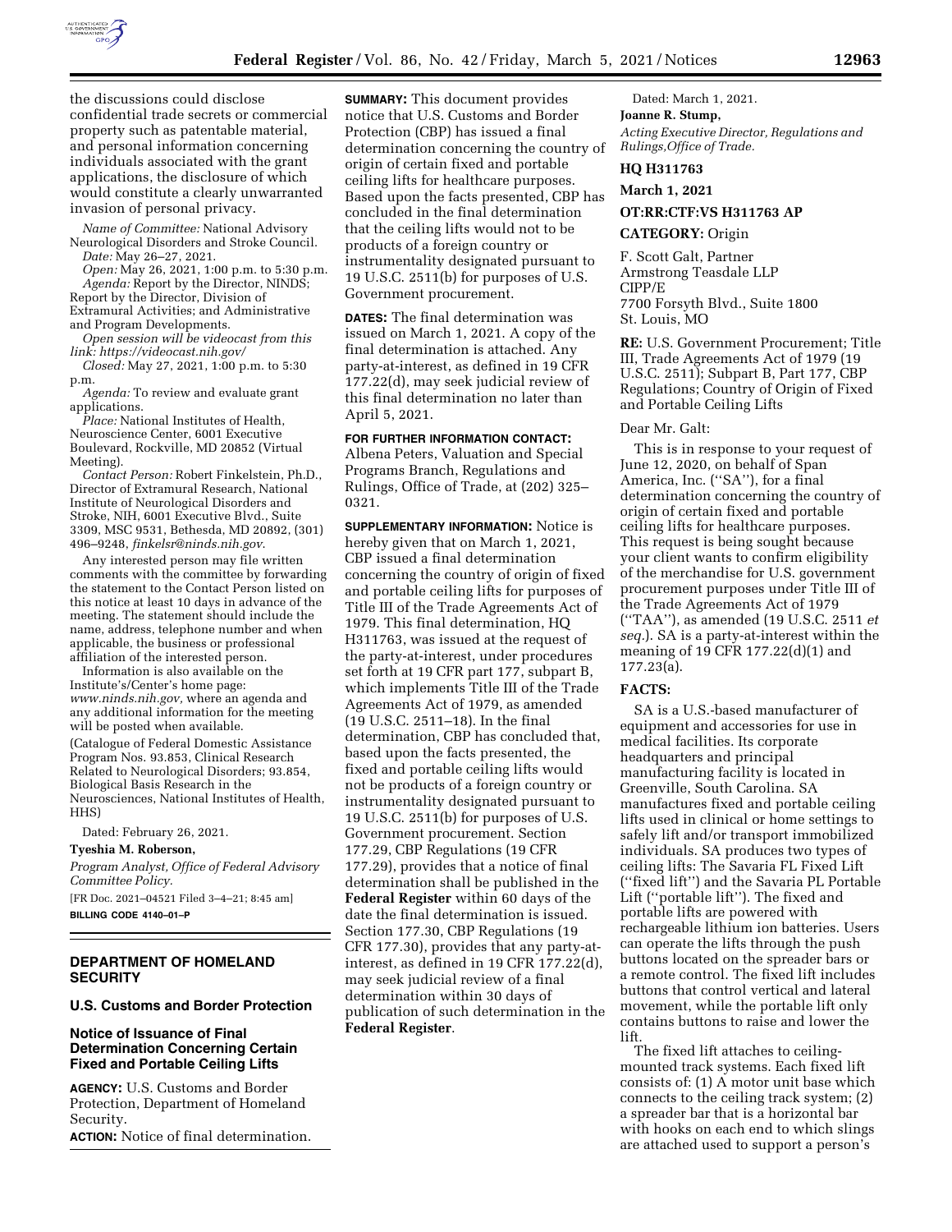the discussions could disclose confidential trade secrets or commercial property such as patentable material, and personal information concerning individuals associated with the grant applications, the disclosure of which would constitute a clearly unwarranted invasion of personal privacy.

*Name of Committee:* National Advisory Neurological Disorders and Stroke Council.

*Date:* May 26–27, 2021.

*Open:* May 26, 2021, 1:00 p.m. to 5:30 p.m.

*Agenda:* Report by the Director, NINDS; Report by the Director, Division of Extramural Activities; and Administrative and Program Developments.

*Open session will be videocast from this link: https://videocast.nih.gov/*

*Closed:* May 27, 2021, 1:00 p.m. to 5:30 p.m.

*Agenda:* To review and evaluate grant applications.

*Place:* National Institutes of Health, Neuroscience Center, 6001 Executive Boulevard, Rockville, MD 20852 (Virtual Meeting).

*Contact Person:* Robert Finkelstein, Ph.D., Director of Extramural Research, National Institute of Neurological Disorders and Stroke, NIH, 6001 Executive Blvd., Suite 3309, MSC 9531, Bethesda, MD 20892, (301) 496–9248, *finkelsr@ninds.nih.gov.*

Any interested person may file written comments with the committee by forwarding the statement to the Contact Person listed on this notice at least 10 days in advance of the meeting. The statement should include the name, address, telephone number and when applicable, the business or professional affiliation of the interested person.

Information is also available on the Institute's/Center's home page: *www.ninds.nih.gov,* where an agenda and any additional information for the meeting will be posted when available.

(Catalogue of Federal Domestic Assistance Program Nos. 93.853, Clinical Research Related to Neurological Disorders; 93.854, Biological Basis Research in the Neurosciences, National Institutes of Health, HHS)

Dated: February 26, 2021.

**Tyeshia M. Roberson,**

*Program Analyst, Office of Federal Advisory Committee Policy.*

[FR Doc. 2021–04521 Filed 3–4–21; 8:45 am]

**BILLING CODE 4140–01–P**

## DEPARTMENT OF HOMELAND SECURITY

### U.S. Customs and Border Protection

### Notice of Issuance of Final Determination Concerning Certain Fixed and Portable Ceiling Lifts

**AGENCY:** U.S. Customs and Border Protection, Department of Homeland Security.

**ACTION:** Notice of final determination.

**SUMMARY:** This document provides notice that U.S. Customs and Border Protection (CBP) has issued a final determination concerning the country of origin of certain fixed and portable ceiling lifts for healthcare purposes. Based upon the facts presented, CBP has concluded in the final determination that the ceiling lifts would not to be products of a foreign country or instrumentality designated pursuant to 19 U.S.C. 2511(b) for purposes of U.S. Government procurement.

**DATES:** The final determination was issued on March 1, 2021. A copy of the final determination is attached. Any party-at-interest, as defined in 19 CFR 177.22(d), may seek judicial review of this final determination no later than April 5, 2021.

**FOR FURTHER INFORMATION CONTACT:** Albena Peters, Valuation and Special Programs Branch, Regulations and Rulings, Office of Trade, at (202) 325–0321.

**SUPPLEMENTARY INFORMATION:** Notice is hereby given that on March 1, 2021, CBP issued a final determination concerning the country of origin of fixed and portable ceiling lifts for purposes of Title III of the Trade Agreements Act of 1979. This final determination, HQ H311763, was issued at the request of the party-at-interest, under procedures set forth at 19 CFR part 177, subpart B, which implements Title III of the Trade Agreements Act of 1979, as amended (19 U.S.C. 2511–18). In the final determination, CBP has concluded that, based upon the facts presented, the fixed and portable ceiling lifts would not be products of a foreign country or instrumentality designated pursuant to 19 U.S.C. 2511(b) for purposes of U.S. Government procurement. Section 177.29, CBP Regulations (19 CFR 177.29), provides that a notice of final determination shall be published in the **Federal Register** within 60 days of the date the final determination is issued. Section 177.30, CBP Regulations (19 CFR 177.30), provides that any party-at-interest, as defined in 19 CFR 177.22(d), may seek judicial review of a final determination within 30 days of publication of such determination in the **Federal Register**.

Dated: March 1, 2021.

**Joanne R. Stump,**

*Acting Executive Director, Regulations and Rulings,Office of Trade.*

**HQ H311763**

**March 1, 2021**

**OT:RR:CTF:VS H311763 AP**

**CATEGORY:** Origin

F. Scott Galt, Partner
Armstrong Teasdale LLP
CIPP/E
7700 Forsyth Blvd., Suite 1800
St. Louis, MO

**RE:** U.S. Government Procurement; Title III, Trade Agreements Act of 1979 (19 U.S.C. 2511); Subpart B, Part 177, CBP Regulations; Country of Origin of Fixed and Portable Ceiling Lifts

Dear Mr. Galt:

This is in response to your request of June 12, 2020, on behalf of Span America, Inc. (''SA''), for a final determination concerning the country of origin of certain fixed and portable ceiling lifts for healthcare purposes. This request is being sought because your client wants to confirm eligibility of the merchandise for U.S. government procurement purposes under Title III of the Trade Agreements Act of 1979 (''TAA''), as amended (19 U.S.C. 2511 *et seq.*). SA is a party-at-interest within the meaning of 19 CFR 177.22(d)(1) and 177.23(a).

**FACTS:**

SA is a U.S.-based manufacturer of equipment and accessories for use in medical facilities. Its corporate headquarters and principal manufacturing facility is located in Greenville, South Carolina. SA manufactures fixed and portable ceiling lifts used in clinical or home settings to safely lift and/or transport immobilized individuals. SA produces two types of ceiling lifts: The Savaria FL Fixed Lift (''fixed lift'') and the Savaria PL Portable Lift (''portable lift''). The fixed and portable lifts are powered with rechargeable lithium ion batteries. Users can operate the lifts through the push buttons located on the spreader bars or a remote control. The fixed lift includes buttons that control vertical and lateral movement, while the portable lift only contains buttons to raise and lower the lift.

The fixed lift attaches to ceiling-mounted track systems. Each fixed lift consists of: (1) A motor unit base which connects to the ceiling track system; (2) a spreader bar that is a horizontal bar with hooks on each end to which slings are attached used to support a person's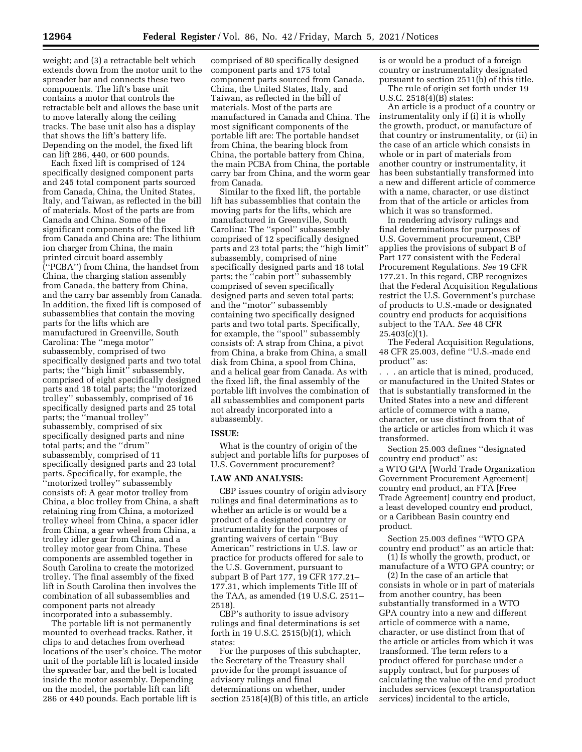weight; and (3) a retractable belt which extends down from the motor unit to the spreader bar and connects these two components. The lift's base unit contains a motor that controls the retractable belt and allows the base unit to move laterally along the ceiling tracks. The base unit also has a display that shows the lift's battery life. Depending on the model, the fixed lift can lift 286, 440, or 600 pounds.

Each fixed lift is comprised of 124 specifically designed component parts and 245 total component parts sourced from Canada, China, the United States, Italy, and Taiwan, as reflected in the bill of materials. Most of the parts are from Canada and China. Some of the significant components of the fixed lift from Canada and China are: The lithium ion charger from China, the main printed circuit board assembly (''PCBA'') from China, the handset from China, the charging station assembly from Canada, the battery from China, and the carry bar assembly from Canada. In addition, the fixed lift is composed of subassemblies that contain the moving parts for the lifts which are manufactured in Greenville, South Carolina: The ''mega motor'' subassembly, comprised of two specifically designed parts and two total parts; the ''high limit'' subassembly, comprised of eight specifically designed parts and 18 total parts; the ''motorized trolley'' subassembly, comprised of 16 specifically designed parts and 25 total parts; the ''manual trolley'' subassembly, comprised of six specifically designed parts and nine total parts; and the ''drum'' subassembly, comprised of 11 specifically designed parts and 23 total parts. Specifically, for example, the ''motorized trolley'' subassembly consists of: A gear motor trolley from China, a bloc trolley from China, a shaft retaining ring from China, a motorized trolley wheel from China, a spacer idler from China, a gear wheel from China, a trolley idler gear from China, and a trolley motor gear from China. These components are assembled together in South Carolina to create the motorized trolley. The final assembly of the fixed lift in South Carolina then involves the combination of all subassemblies and component parts not already incorporated into a subassembly.

The portable lift is not permanently mounted to overhead tracks. Rather, it clips to and detaches from overhead locations of the user's choice. The motor unit of the portable lift is located inside the spreader bar, and the belt is located inside the motor assembly. Depending on the model, the portable lift can lift 286 or 440 pounds. Each portable lift is comprised of 80 specifically designed component parts and 175 total component parts sourced from Canada, China, the United States, Italy, and Taiwan, as reflected in the bill of materials. Most of the parts are manufactured in Canada and China. The most significant components of the portable lift are: The portable handset from China, the bearing block from China, the portable battery from China, the main PCBA from China, the portable carry bar from China, and the worm gear from Canada.

Similar to the fixed lift, the portable lift has subassemblies that contain the moving parts for the lifts, which are manufactured in Greenville, South Carolina: The ''spool'' subassembly comprised of 12 specifically designed parts and 23 total parts; the ''high limit'' subassembly, comprised of nine specifically designed parts and 18 total parts; the ''cabin port'' subassembly comprised of seven specifically designed parts and seven total parts; and the ''motor'' subassembly containing two specifically designed parts and two total parts. Specifically, for example, the ''spool'' subassembly consists of: A strap from China, a pivot from China, a brake from China, a small disk from China, a spool from China, and a helical gear from Canada. As with the fixed lift, the final assembly of the portable lift involves the combination of all subassemblies and component parts not already incorporated into a subassembly.

## ISSUE:

What is the country of origin of the subject and portable lifts for purposes of U.S. Government procurement?

## LAW AND ANALYSIS:

CBP issues country of origin advisory rulings and final determinations as to whether an article is or would be a product of a designated country or instrumentality for the purposes of granting waivers of certain ''Buy American'' restrictions in U.S. law or practice for products offered for sale to the U.S. Government, pursuant to subpart B of Part 177, 19 CFR 177.21–177.31, which implements Title III of the TAA, as amended (19 U.S.C. 2511–2518).

CBP's authority to issue advisory rulings and final determinations is set forth in 19 U.S.C. 2515(b)(1), which states:

For the purposes of this subchapter, the Secretary of the Treasury shall provide for the prompt issuance of advisory rulings and final determinations on whether, under section 2518(4)(B) of this title, an article is or would be a product of a foreign country or instrumentality designated pursuant to section 2511(b) of this title.

The rule of origin set forth under 19 U.S.C. 2518(4)(B) states:

An article is a product of a country or instrumentality only if (i) it is wholly the growth, product, or manufacture of that country or instrumentality, or (ii) in the case of an article which consists in whole or in part of materials from another country or instrumentality, it has been substantially transformed into a new and different article of commerce with a name, character, or use distinct from that of the article or articles from which it was so transformed.

In rendering advisory rulings and final determinations for purposes of U.S. Government procurement, CBP applies the provisions of subpart B of Part 177 consistent with the Federal Procurement Regulations. *See* 19 CFR 177.21. In this regard, CBP recognizes that the Federal Acquisition Regulations restrict the U.S. Government's purchase of products to U.S.-made or designated country end products for acquisitions subject to the TAA. *See* 48 CFR 25.403(c)(1).

The Federal Acquisition Regulations, 48 CFR 25.003, define ''U.S.-made end product'' as:

. . . an article that is mined, produced, or manufactured in the United States or that is substantially transformed in the United States into a new and different article of commerce with a name, character, or use distinct from that of the article or articles from which it was transformed.

Section 25.003 defines ''designated country end product'' as:

a WTO GPA [World Trade Organization Government Procurement Agreement] country end product, an FTA [Free Trade Agreement] country end product, a least developed country end product, or a Caribbean Basin country end product.

Section 25.003 defines ''WTO GPA country end product'' as an article that:

(1) Is wholly the growth, product, or manufacture of a WTO GPA country; or

(2) In the case of an article that consists in whole or in part of materials from another country, has been substantially transformed in a WTO GPA country into a new and different article of commerce with a name, character, or use distinct from that of the article or articles from which it was transformed. The term refers to a product offered for purchase under a supply contract, but for purposes of calculating the value of the end product includes services (except transportation services) incidental to the article,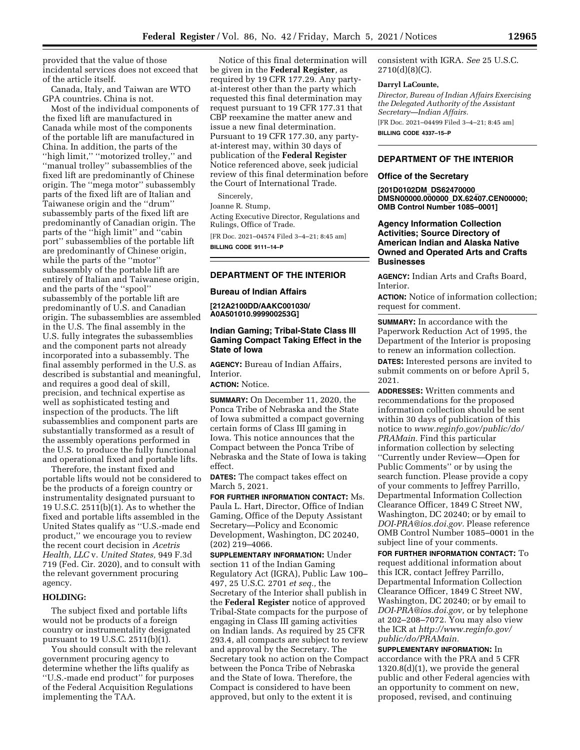provided that the value of those incidental services does not exceed that of the article itself.

Canada, Italy, and Taiwan are WTO GPA countries. China is not.

Most of the individual components of the fixed lift are manufactured in Canada while most of the components of the portable lift are manufactured in China. In addition, the parts of the "high limit," "motorized trolley," and "manual trolley" subassemblies of the fixed lift are predominantly of Chinese origin. The "mega motor" subassembly parts of the fixed lift are of Italian and Taiwanese origin and the "drum" subassembly parts of the fixed lift are predominantly of Canadian origin. The parts of the "high limit" and "cabin port" subassemblies of the portable lift are predominantly of Chinese origin, while the parts of the "motor" subassembly of the portable lift are entirely of Italian and Taiwanese origin, and the parts of the "spool" subassembly of the portable lift are predominantly of U.S. and Canadian origin. The subassemblies are assembled in the U.S. The final assembly in the U.S. fully integrates the subassemblies and the component parts not already incorporated into a subassembly. The final assembly performed in the U.S. as described is substantial and meaningful, and requires a good deal of skill, precision, and technical expertise as well as sophisticated testing and inspection of the products. The lift subassemblies and component parts are substantially transformed as a result of the assembly operations performed in the U.S. to produce the fully functional and operational fixed and portable lifts.

Therefore, the instant fixed and portable lifts would not be considered to be the products of a foreign country or instrumentality designated pursuant to 19 U.S.C. 2511(b)(1). As to whether the fixed and portable lifts assembled in the United States qualify as "U.S.-made end product," we encourage you to review the recent court decision in *Acetris Health, LLC* v. *United States,* 949 F.3d 719 (Fed. Cir. 2020), and to consult with the relevant government procuring agency.

**HOLDING:**

The subject fixed and portable lifts would not be products of a foreign country or instrumentality designated pursuant to 19 U.S.C. 2511(b)(1).

You should consult with the relevant government procuring agency to determine whether the lifts qualify as "U.S.-made end product" for purposes of the Federal Acquisition Regulations implementing the TAA.

Notice of this final determination will be given in the **Federal Register**, as required by 19 CFR 177.29. Any party-at-interest other than the party which requested this final determination may request pursuant to 19 CFR 177.31 that CBP reexamine the matter anew and issue a new final determination. Pursuant to 19 CFR 177.30, any party-at-interest may, within 30 days of publication of the **Federal Register** Notice referenced above, seek judicial review of this final determination before the Court of International Trade.

Sincerely,

Joanne R. Stump,

*Acting Executive Director, Regulations and Rulings, Office of Trade.*

[FR Doc. 2021–04574 Filed 3–4–21; 8:45 am]

**BILLING CODE 9111–14–P**

## DEPARTMENT OF THE INTERIOR

### Bureau of Indian Affairs

**[212A2100DD/AAKC001030/A0A501010.999900253G]**

### Indian Gaming; Tribal-State Class III Gaming Compact Taking Effect in the State of Iowa

**AGENCY:** Bureau of Indian Affairs, Interior.

**ACTION:** Notice.

**SUMMARY:** On December 11, 2020, the Ponca Tribe of Nebraska and the State of Iowa submitted a compact governing certain forms of Class III gaming in Iowa. This notice announces that the Compact between the Ponca Tribe of Nebraska and the State of Iowa is taking effect.

**DATES:** The compact takes effect on March 5, 2021.

**FOR FURTHER INFORMATION CONTACT:** Ms. Paula L. Hart, Director, Office of Indian Gaming, Office of the Deputy Assistant Secretary—Policy and Economic Development, Washington, DC 20240, (202) 219–4066.

**SUPPLEMENTARY INFORMATION:** Under section 11 of the Indian Gaming Regulatory Act (IGRA), Public Law 100–497, 25 U.S.C. 2701 *et seq.,* the Secretary of the Interior shall publish in the **Federal Register** notice of approved Tribal-State compacts for the purpose of engaging in Class III gaming activities on Indian lands. As required by 25 CFR 293.4, all compacts are subject to review and approval by the Secretary. The Secretary took no action on the Compact between the Ponca Tribe of Nebraska and the State of Iowa. Therefore, the Compact is considered to have been approved, but only to the extent it is consistent with IGRA. *See* 25 U.S.C. 2710(d)(8)(C).

**Darryl LaCounte,**

*Director, Bureau of Indian Affairs Exercising the Delegated Authority of the Assistant Secretary—Indian Affairs.*

[FR Doc. 2021–04499 Filed 3–4–21; 8:45 am]

**BILLING CODE 4337–15–P**

## DEPARTMENT OF THE INTERIOR

### Office of the Secretary

**[201D0102DM_DS62470000_DMSN00000.000000_DX.62407.CEN00000; OMB Control Number 1085–0001]**

### Agency Information Collection Activities; Source Directory of American Indian and Alaska Native Owned and Operated Arts and Crafts Businesses

**AGENCY:** Indian Arts and Crafts Board, Interior.

**ACTION:** Notice of information collection; request for comment.

**SUMMARY:** In accordance with the Paperwork Reduction Act of 1995, the Department of the Interior is proposing to renew an information collection.

**DATES:** Interested persons are invited to submit comments on or before April 5, 2021.

**ADDRESSES:** Written comments and recommendations for the proposed information collection should be sent within 30 days of publication of this notice to *www.reginfo.gov/public/do/PRAMain.* Find this particular information collection by selecting "Currently under Review—Open for Public Comments" or by using the search function. Please provide a copy of your comments to Jeffrey Parrillo, Departmental Information Collection Clearance Officer, 1849 C Street NW, Washington, DC 20240; or by email to *DOI-PRA@ios.doi.gov.* Please reference OMB Control Number 1085–0001 in the subject line of your comments.

**FOR FURTHER INFORMATION CONTACT:** To request additional information about this ICR, contact Jeffrey Parrillo, Departmental Information Collection Clearance Officer, 1849 C Street NW, Washington, DC 20240; or by email to *DOI-PRA@ios.doi.gov,* or by telephone at 202–208–7072. You may also view the ICR at *http://www.reginfo.gov/public/do/PRAMain.*

**SUPPLEMENTARY INFORMATION:** In accordance with the PRA and 5 CFR 1320.8(d)(1), we provide the general public and other Federal agencies with an opportunity to comment on new, proposed, revised, and continuing